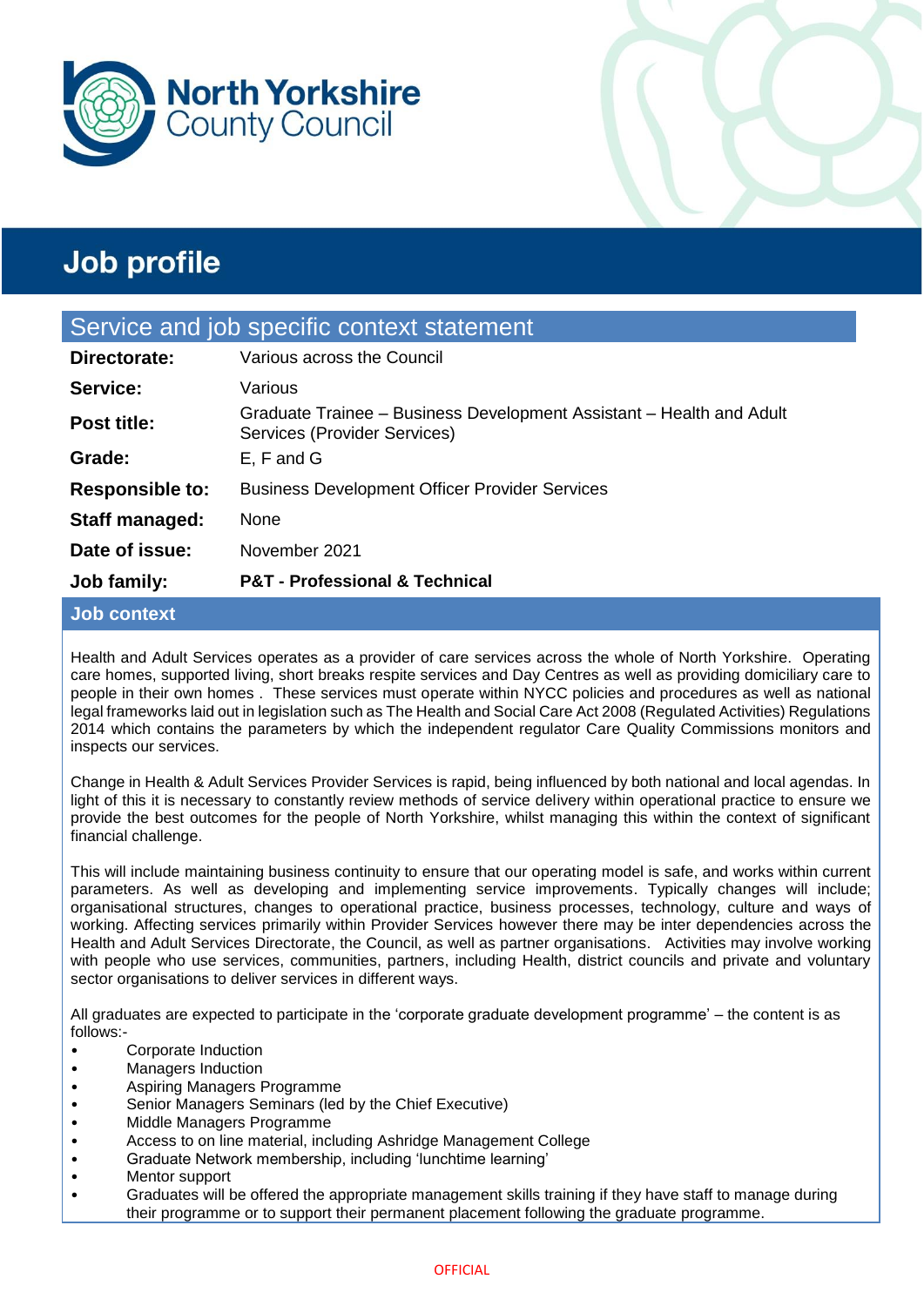North Yorkshire County Council

# Job profile

## Service and job specific context statement

| | |
|---|---|
| **Directorate:** | Various across the Council |
| **Service:** | Various |
| **Post title:** | Graduate Trainee – Business Development Assistant – Health and Adult Services (Provider Services) |
| **Grade:** | E, F and G |
| **Responsible to:** | Business Development Officer Provider Services |
| **Staff managed:** | None |
| **Date of issue:** | November 2021 |
| **Job family:** | **P&T - Professional & Technical** |

## Job context

Health and Adult Services operates as a provider of care services across the whole of North Yorkshire. Operating care homes, supported living, short breaks respite services and Day Centres as well as providing domiciliary care to people in their own homes . These services must operate within NYCC policies and procedures as well as national legal frameworks laid out in legislation such as The Health and Social Care Act 2008 (Regulated Activities) Regulations 2014 which contains the parameters by which the independent regulator Care Quality Commissions monitors and inspects our services.

Change in Health & Adult Services Provider Services is rapid, being influenced by both national and local agendas. In light of this it is necessary to constantly review methods of service delivery within operational practice to ensure we provide the best outcomes for the people of North Yorkshire, whilst managing this within the context of significant financial challenge.

This will include maintaining business continuity to ensure that our operating model is safe, and works within current parameters. As well as developing and implementing service improvements. Typically changes will include; organisational structures, changes to operational practice, business processes, technology, culture and ways of working. Affecting services primarily within Provider Services however there may be inter dependencies across the Health and Adult Services Directorate, the Council, as well as partner organisations. Activities may involve working with people who use services, communities, partners, including Health, district councils and private and voluntary sector organisations to deliver services in different ways.

All graduates are expected to participate in the 'corporate graduate development programme' – the content is as follows:-

- Corporate Induction
- Managers Induction
- Aspiring Managers Programme
- Senior Managers Seminars (led by the Chief Executive)
- Middle Managers Programme
- Access to on line material, including Ashridge Management College
- Graduate Network membership, including 'lunchtime learning'
- Mentor support
- Graduates will be offered the appropriate management skills training if they have staff to manage during their programme or to support their permanent placement following the graduate programme.

OFFICIAL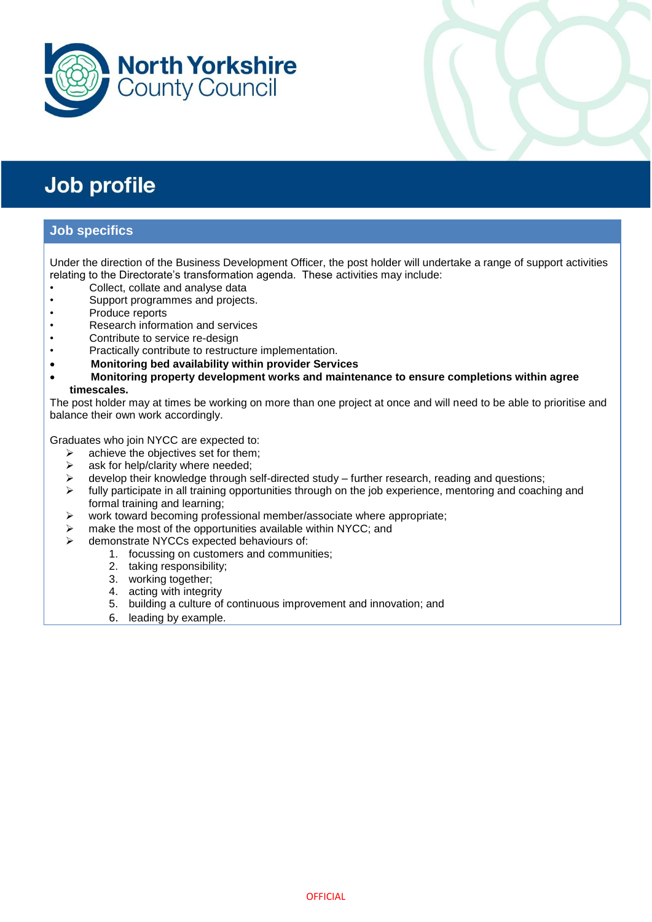# Job profile

## Job specifics

Under the direction of the Business Development Officer, the post holder will undertake a range of support activities relating to the Directorate's transformation agenda. These activities may include:

- Collect, collate and analyse data
- Support programmes and projects.
- Produce reports
- Research information and services
- Contribute to service re-design
- Practically contribute to restructure implementation.
- **Monitoring bed availability within provider Services**
- **Monitoring property development works and maintenance to ensure completions within agree timescales.**

The post holder may at times be working on more than one project at once and will need to be able to prioritise and balance their own work accordingly.

Graduates who join NYCC are expected to:

- achieve the objectives set for them;
- ask for help/clarity where needed;
- develop their knowledge through self-directed study – further research, reading and questions;
- fully participate in all training opportunities through on the job experience, mentoring and coaching and formal training and learning;
- work toward becoming professional member/associate where appropriate;
- make the most of the opportunities available within NYCC; and
- demonstrate NYCCs expected behaviours of:
    1. focussing on customers and communities;
    2. taking responsibility;
    3. working together;
    4. acting with integrity
    5. building a culture of continuous improvement and innovation; and
    6. leading by example.

OFFICIAL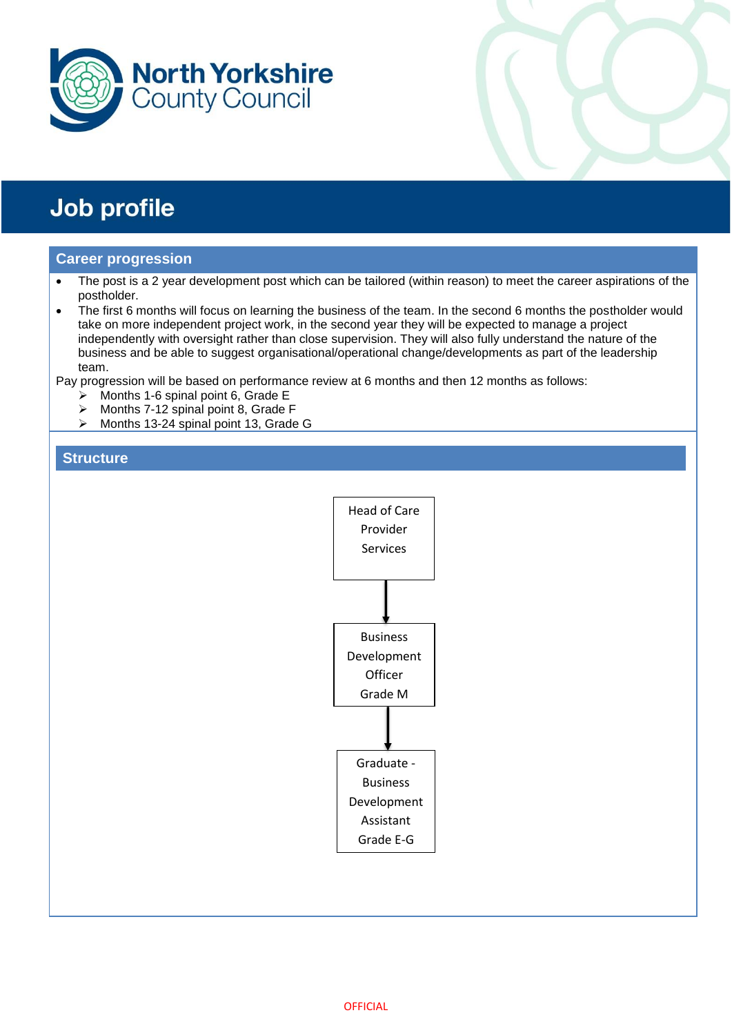# Job profile

## Career progression

- The post is a 2 year development post which can be tailored (within reason) to meet the career aspirations of the postholder.
- The first 6 months will focus on learning the business of the team. In the second 6 months the postholder would take on more independent project work, in the second year they will be expected to manage a project independently with oversight rather than close supervision. They will also fully understand the nature of the business and be able to suggest organisational/operational change/developments as part of the leadership team.

Pay progression will be based on performance review at 6 months and then 12 months as follows:

- Months 1-6 spinal point 6, Grade E
- Months 7-12 spinal point 8, Grade F
- Months 13-24 spinal point 13, Grade G

## Structure

Head of Care Provider Services

↓

Business Development Officer Grade M

↓

Graduate - Business Development Assistant Grade E-G

OFFICIAL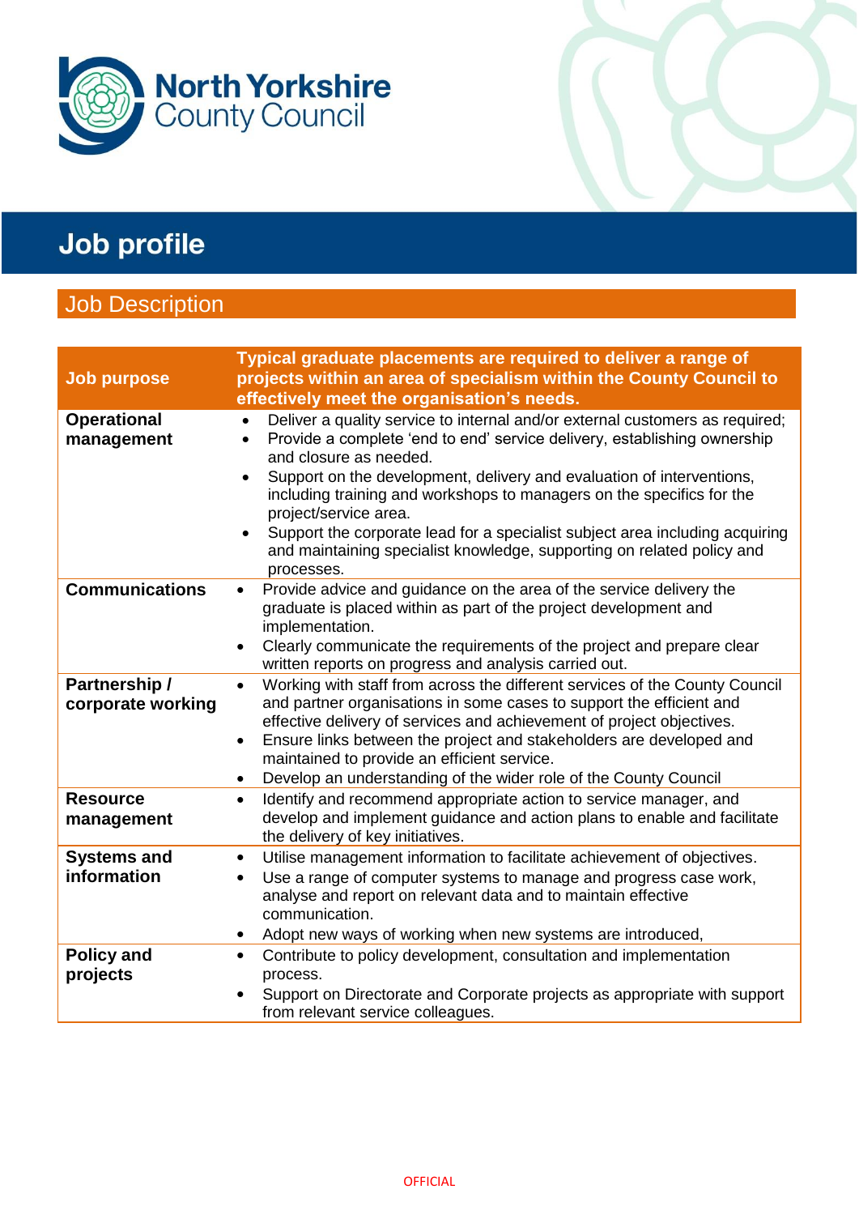North Yorkshire County Council

# Job profile

## Job Description

| Job purpose | Typical graduate placements are required to deliver a range of projects within an area of specialism within the County Council to effectively meet the organisation's needs. |
|---|---|
| **Operational management** | • Deliver a quality service to internal and/or external customers as required;<br>• Provide a complete 'end to end' service delivery, establishing ownership and closure as needed.<br>• Support on the development, delivery and evaluation of interventions, including training and workshops to managers on the specifics for the project/service area.<br>• Support the corporate lead for a specialist subject area including acquiring and maintaining specialist knowledge, supporting on related policy and processes. |
| **Communications** | • Provide advice and guidance on the area of the service delivery the graduate is placed within as part of the project development and implementation.<br>• Clearly communicate the requirements of the project and prepare clear written reports on progress and analysis carried out. |
| **Partnership / corporate working** | • Working with staff from across the different services of the County Council and partner organisations in some cases to support the efficient and effective delivery of services and achievement of project objectives.<br>• Ensure links between the project and stakeholders are developed and maintained to provide an efficient service.<br>• Develop an understanding of the wider role of the County Council |
| **Resource management** | • Identify and recommend appropriate action to service manager, and develop and implement guidance and action plans to enable and facilitate the delivery of key initiatives. |
| **Systems and information** | • Utilise management information to facilitate achievement of objectives.<br>• Use a range of computer systems to manage and progress case work, analyse and report on relevant data and to maintain effective communication.<br>• Adopt new ways of working when new systems are introduced, |
| **Policy and projects** | • Contribute to policy development, consultation and implementation process.<br>• Support on Directorate and Corporate projects as appropriate with support from relevant service colleagues. |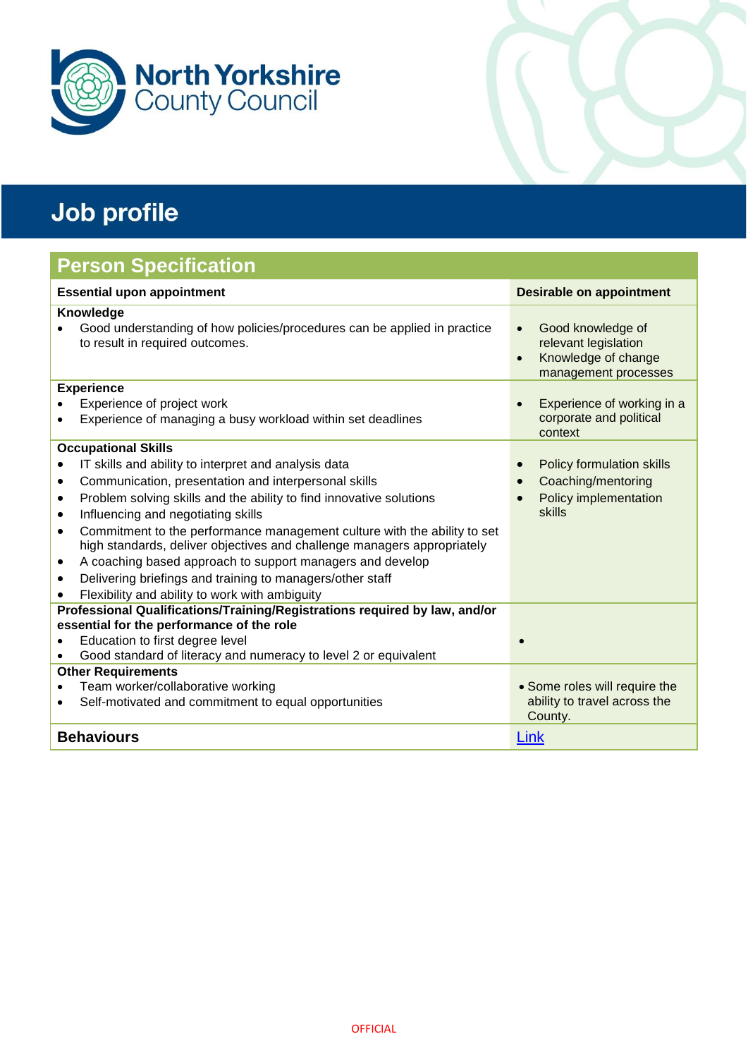North Yorkshire County Council

# Job profile

## Person Specification

| Essential upon appointment | Desirable on appointment |
|---|---|
| **Knowledge**<br>• Good understanding of how policies/procedures can be applied in practice to result in required outcomes. | • Good knowledge of relevant legislation<br>• Knowledge of change management processes |
| **Experience**<br>• Experience of project work<br>• Experience of managing a busy workload within set deadlines | • Experience of working in a corporate and political context |
| **Occupational Skills**<br>• IT skills and ability to interpret and analysis data<br>• Communication, presentation and interpersonal skills<br>• Problem solving skills and the ability to find innovative solutions<br>• Influencing and negotiating skills<br>• Commitment to the performance management culture with the ability to set high standards, deliver objectives and challenge managers appropriately<br>• A coaching based approach to support managers and develop<br>• Delivering briefings and training to managers/other staff<br>• Flexibility and ability to work with ambiguity | • Policy formulation skills<br>• Coaching/mentoring<br>• Policy implementation skills |
| **Professional Qualifications/Training/Registrations required by law, and/or essential for the performance of the role**<br>• Education to first degree level<br>• Good standard of literacy and numeracy to level 2 or equivalent | • |
| **Other Requirements**<br>• Team worker/collaborative working<br>• Self-motivated and commitment to equal opportunities | • Some roles will require the ability to travel across the County. |
| **Behaviours** | Link |

OFFICIAL